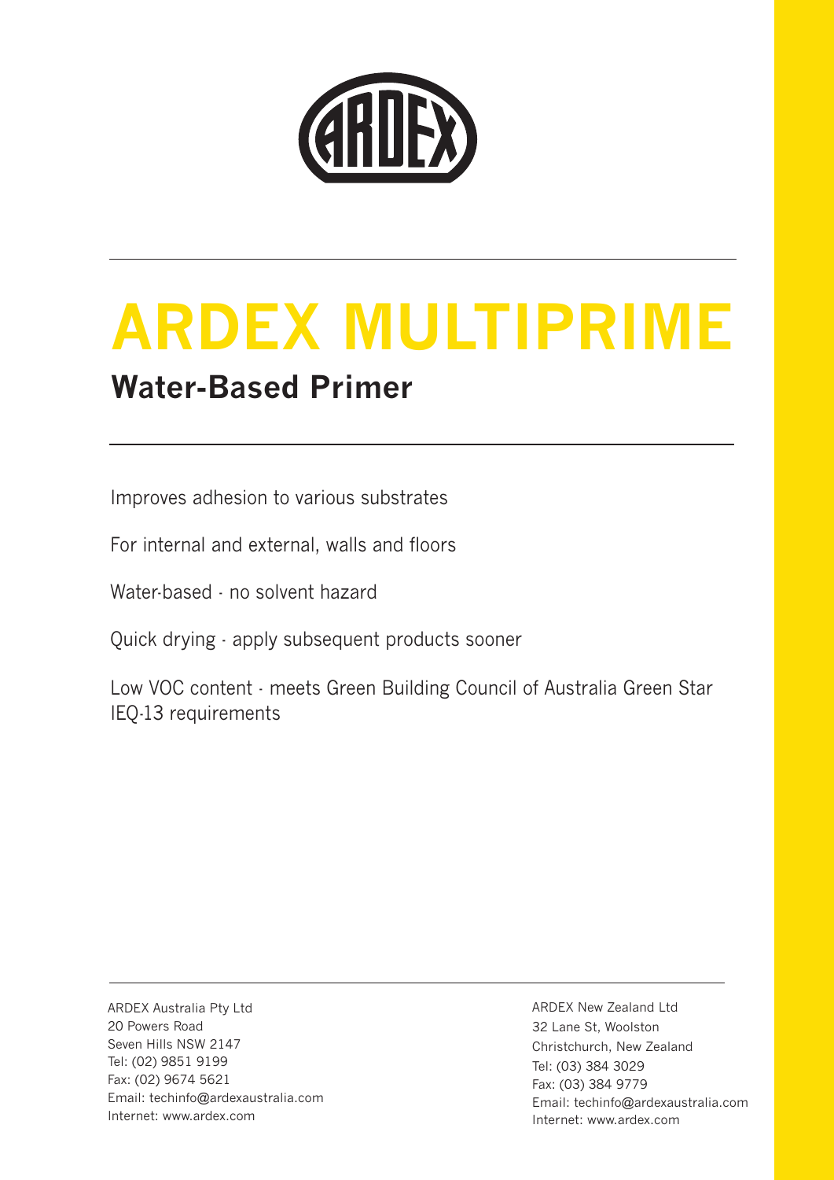# ARDEX MULTIPRIME

## Water-Based Primer

Improves adhesion to various substrates

For internal and external, walls and floors

Water-based - no solvent hazard

Quick drying - apply subsequent products sooner

Low VOC content - meets Green Building Council of Australia Green Star IEQ-13 requirements

ARDEX Australia Pty Ltd
20 Powers Road
Seven Hills NSW 2147
Tel: (02) 9851 9199
Fax: (02) 9674 5621
Email: techinfo@ardexaustralia.com
Internet: www.ardex.com

ARDEX New Zealand Ltd
32 Lane St, Woolston
Christchurch, New Zealand
Tel: (03) 384 3029
Fax: (03) 384 9779
Email: techinfo@ardexaustralia.com
Internet: www.ardex.com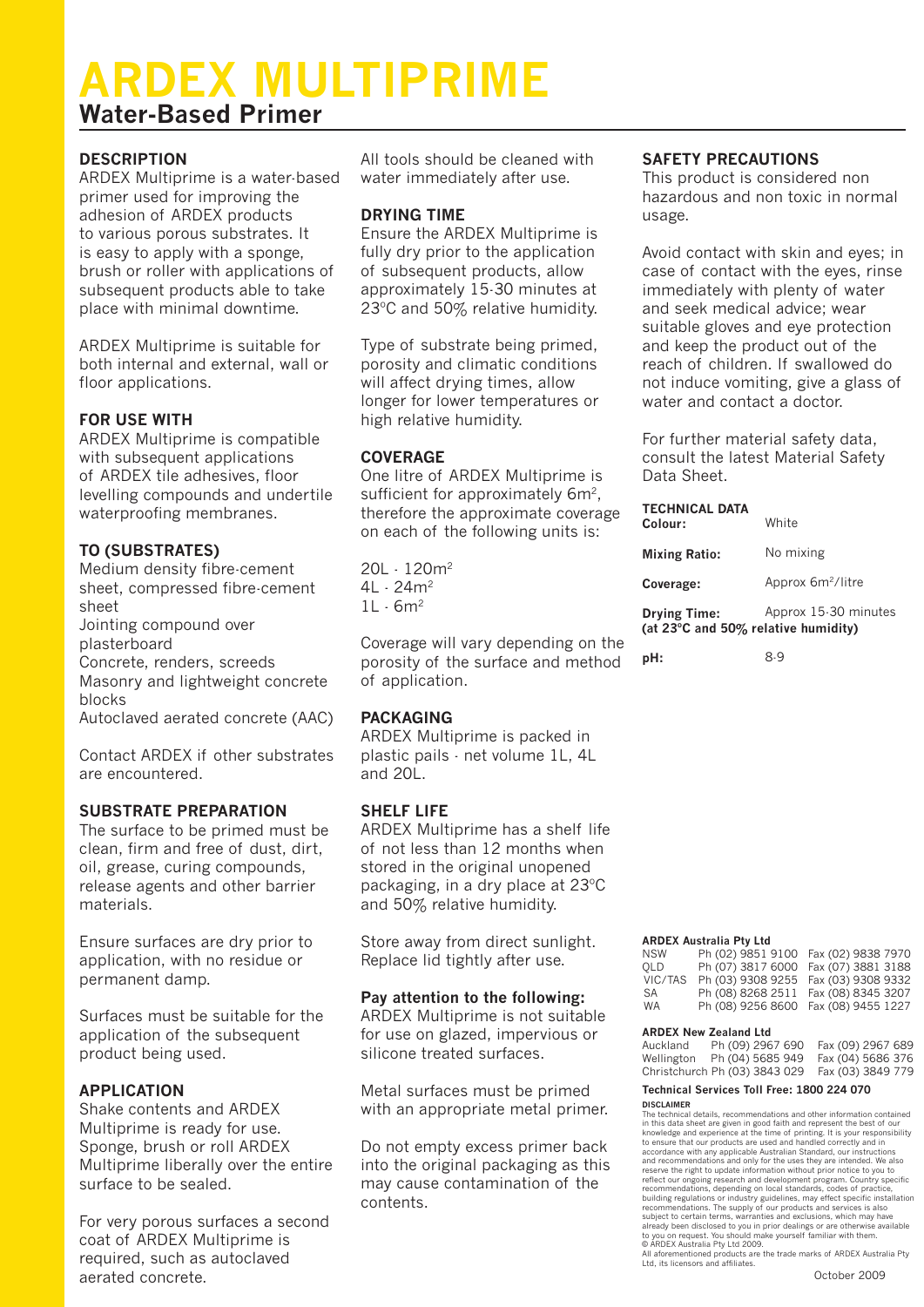# ARDEX MULTIPRIME

## Water-Based Primer

### DESCRIPTION

ARDEX Multiprime is a water-based primer used for improving the adhesion of ARDEX products to various porous substrates. It is easy to apply with a sponge, brush or roller with applications of subsequent products able to take place with minimal downtime.

ARDEX Multiprime is suitable for both internal and external, wall or floor applications.

### FOR USE WITH

ARDEX Multiprime is compatible with subsequent applications of ARDEX tile adhesives, floor levelling compounds and undertile waterproofing membranes.

### TO (SUBSTRATES)

Medium density fibre-cement sheet, compressed fibre-cement sheet
Jointing compound over plasterboard
Concrete, renders, screeds
Masonry and lightweight concrete blocks
Autoclaved aerated concrete (AAC)

Contact ARDEX if other substrates are encountered.

### SUBSTRATE PREPARATION

The surface to be primed must be clean, firm and free of dust, dirt, oil, grease, curing compounds, release agents and other barrier materials.

Ensure surfaces are dry prior to application, with no residue or permanent damp.

Surfaces must be suitable for the application of the subsequent product being used.

### APPLICATION

Shake contents and ARDEX Multiprime is ready for use. Sponge, brush or roll ARDEX Multiprime liberally over the entire surface to be sealed.

For very porous surfaces a second coat of ARDEX Multiprime is required, such as autoclaved aerated concrete.

All tools should be cleaned with water immediately after use.

### DRYING TIME

Ensure the ARDEX Multiprime is fully dry prior to the application of subsequent products, allow approximately 15-30 minutes at 23°C and 50% relative humidity.

Type of substrate being primed, porosity and climatic conditions will affect drying times, allow longer for lower temperatures or high relative humidity.

### COVERAGE

One litre of ARDEX Multiprime is sufficient for approximately 6m², therefore the approximate coverage on each of the following units is:

20L - 120m²
4L - 24m²
1L - 6m²

Coverage will vary depending on the porosity of the surface and method of application.

### PACKAGING

ARDEX Multiprime is packed in plastic pails - net volume 1L, 4L and 20L.

### SHELF LIFE

ARDEX Multiprime has a shelf life of not less than 12 months when stored in the original unopened packaging, in a dry place at 23°C and 50% relative humidity.

Store away from direct sunlight. Replace lid tightly after use.

**Pay attention to the following:**
ARDEX Multiprime is not suitable for use on glazed, impervious or silicone treated surfaces.

Metal surfaces must be primed with an appropriate metal primer.

Do not empty excess primer back into the original packaging as this may cause contamination of the contents.

### SAFETY PRECAUTIONS

This product is considered non hazardous and non toxic in normal usage.

Avoid contact with skin and eyes; in case of contact with the eyes, rinse immediately with plenty of water and seek medical advice; wear suitable gloves and eye protection and keep the product out of the reach of children. If swallowed do not induce vomiting, give a glass of water and contact a doctor.

For further material safety data, consult the latest Material Safety Data Sheet.

### TECHNICAL DATA

| | |
|---|---|
| **Colour:** | White |
| **Mixing Ratio:** | No mixing |
| **Coverage:** | Approx 6m²/litre |
| **Drying Time:** (at 23°C and 50% relative humidity) | Approx 15-30 minutes |
| **pH:** | 8-9 |

**ARDEX Australia Pty Ltd**

| | | |
|---|---|---|
| NSW | Ph (02) 9851 9100 | Fax (02) 9838 7970 |
| QLD | Ph (07) 3817 6000 | Fax (07) 3881 3188 |
| VIC/TAS | Ph (03) 9308 9255 | Fax (03) 9308 9332 |
| SA | Ph (08) 8268 2511 | Fax (08) 8345 3207 |
| WA | Ph (08) 9256 8600 | Fax (08) 9455 1227 |

**ARDEX New Zealand Ltd**

| | | |
|---|---|---|
| Auckland | Ph (09) 2967 690 | Fax (09) 2967 689 |
| Wellington | Ph (04) 5685 949 | Fax (04) 5686 376 |
| Christchurch | Ph (03) 3843 029 | Fax (03) 3849 779 |

**Technical Services Toll Free: 1800 224 070**

**DISCLAIMER**
The technical details, recommendations and other information contained in this data sheet are given in good faith and represent the best of our knowledge and experience at the time of printing. It is your responsibility to ensure that our products are used and handled correctly and in accordance with any applicable Australian Standard, our instructions and recommendations and only for the uses they are intended. We also reserve the right to update information without prior notice to you to reflect our ongoing research and development program. Country specific recommendations, depending on local standards, codes of practice, building regulations or industry guidelines, may effect specific installation recommendations. The supply of our products and services is also subject to certain terms, warranties and exclusions, which may have already been disclosed to you in prior dealings or are otherwise available to you on request. You should make yourself familiar with them.
© ARDEX Australia Pty Ltd 2009.
All aforementioned products are the trade marks of ARDEX Australia Pty Ltd, its licensors and affiliates.

October 2009